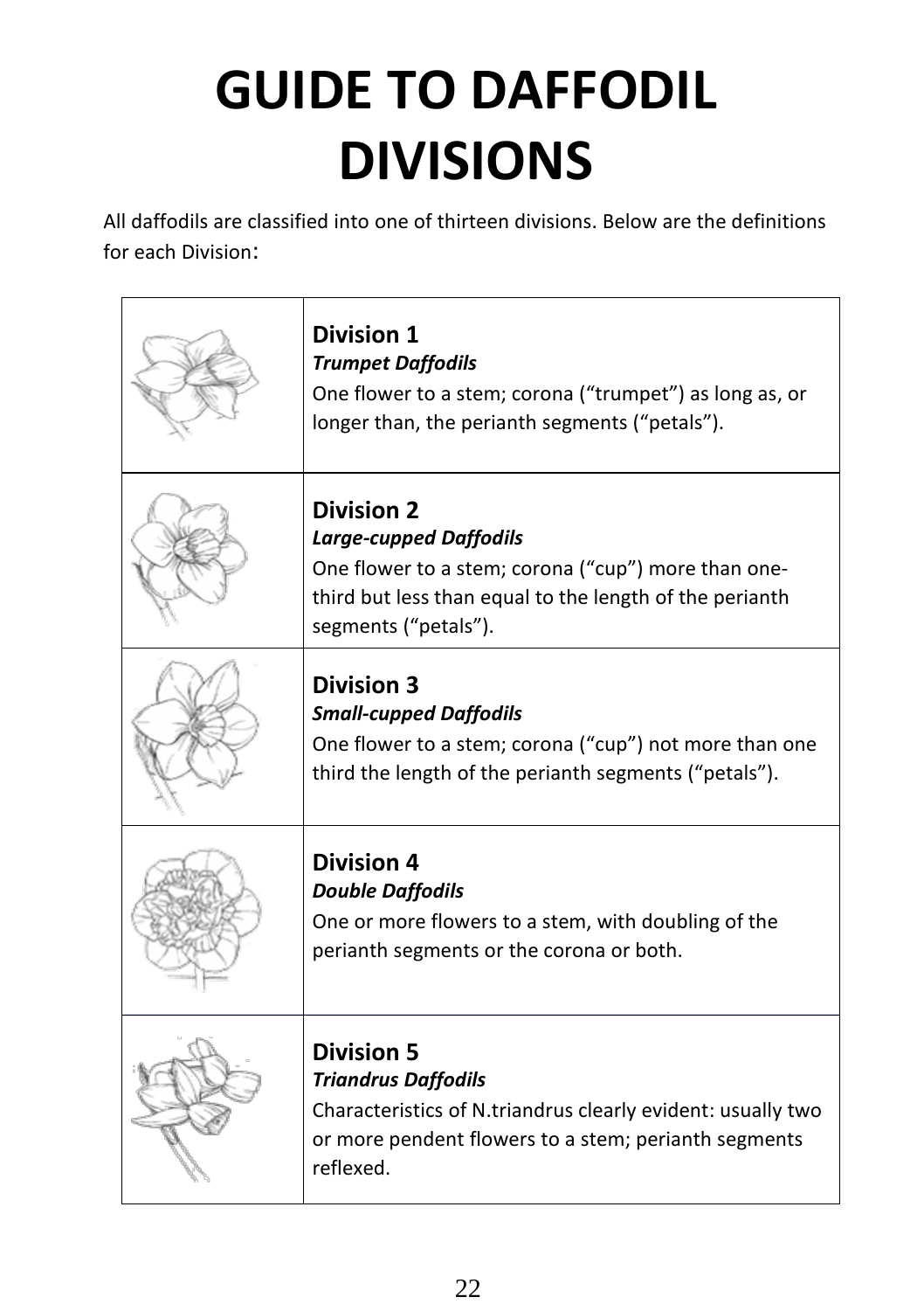# GUIDE TO DAFFODIL DIVISIONS

All daffodils are classified into one of thirteen divisions. Below are the definitions for each Division:

| | |
|---|---|
| | **Division 1**<br>***Trumpet Daffodils***<br>One flower to a stem; corona ("trumpet") as long as, or longer than, the perianth segments ("petals"). |
| | **Division 2**<br>***Large-cupped Daffodils***<br>One flower to a stem; corona ("cup") more than one-third but less than equal to the length of the perianth segments ("petals"). |
| | **Division 3**<br>***Small-cupped Daffodils***<br>One flower to a stem; corona ("cup") not more than one third the length of the perianth segments ("petals"). |
| | **Division 4**<br>***Double Daffodils***<br>One or more flowers to a stem, with doubling of the perianth segments or the corona or both. |
| | **Division 5**<br>***Triandrus Daffodils***<br>Characteristics of N.triandrus clearly evident: usually two or more pendent flowers to a stem; perianth segments reflexed. |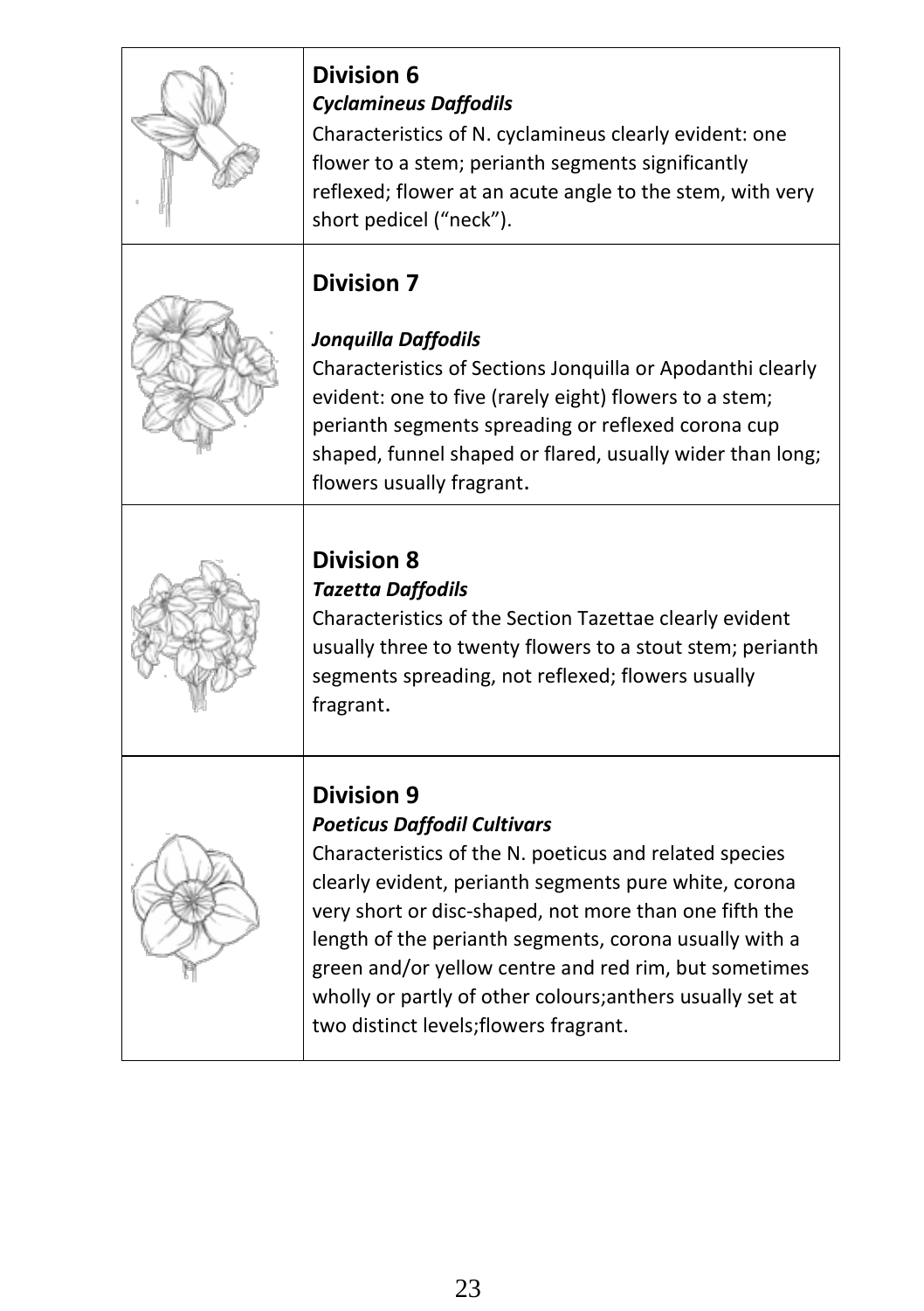| | |
|---|---|
| | **Division 6**<br>***Cyclamineus Daffodils***<br>Characteristics of N. cyclamineus clearly evident: one flower to a stem; perianth segments significantly reflexed; flower at an acute angle to the stem, with very short pedicel (“neck”). |
| | **Division 7**<br><br>***Jonquilla Daffodils***<br>Characteristics of Sections Jonquilla or Apodanthi clearly evident: one to five (rarely eight) flowers to a stem; perianth segments spreading or reflexed corona cup shaped, funnel shaped or flared, usually wider than long; flowers usually fragrant. |
| | **Division 8**<br>***Tazetta Daffodils***<br>Characteristics of the Section Tazettae clearly evident usually three to twenty flowers to a stout stem; perianth segments spreading, not reflexed; flowers usually fragrant. |
| | **Division 9**<br>***Poeticus Daffodil Cultivars***<br>Characteristics of the N. poeticus and related species clearly evident, perianth segments pure white, corona very short or disc-shaped, not more than one fifth the length of the perianth segments, corona usually with a green and/or yellow centre and red rim, but sometimes wholly or partly of other colours;anthers usually set at two distinct levels;flowers fragrant. |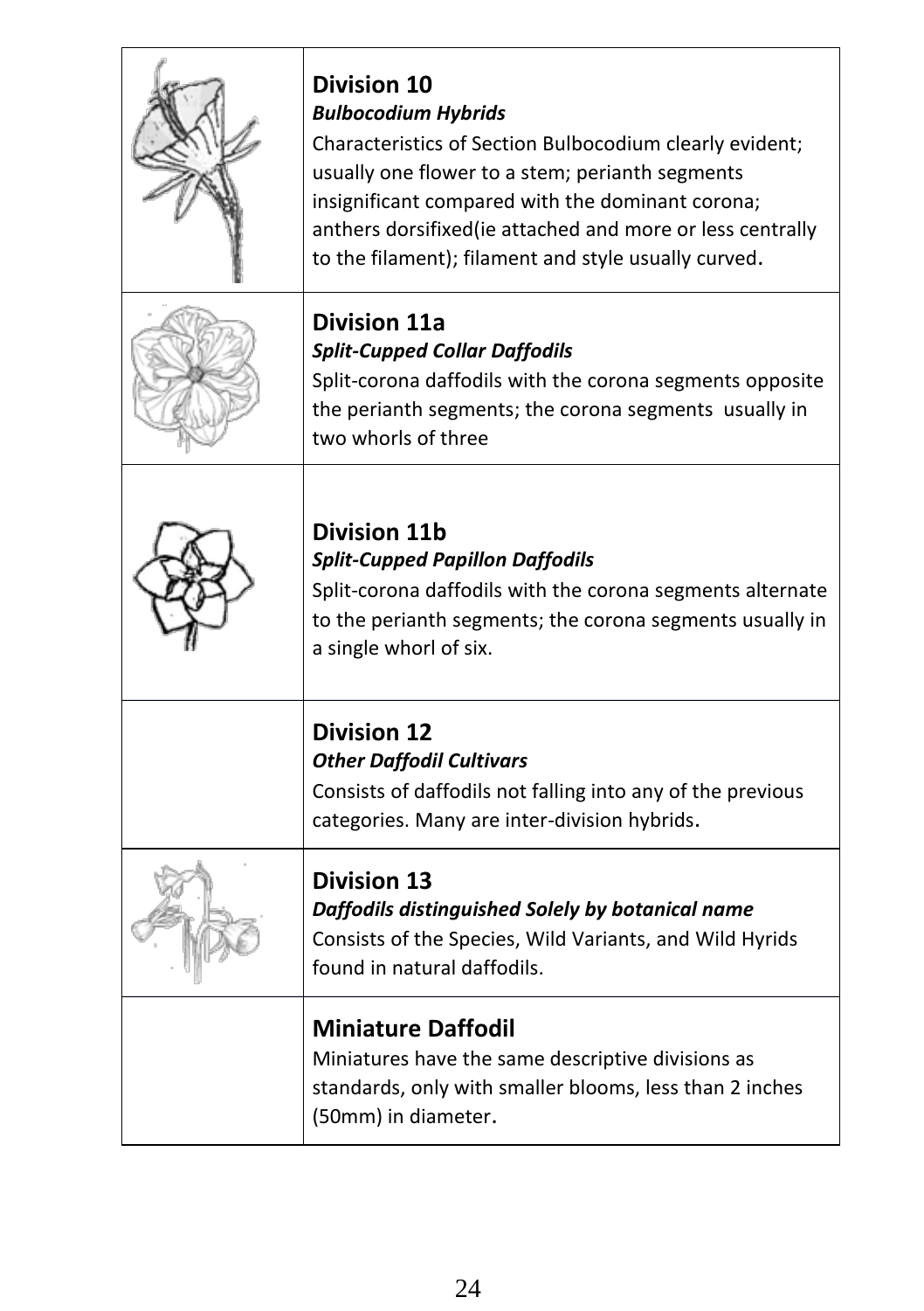| | |
|---|---|
| | **Division 10**<br>***Bulbocodium Hybrids***<br>Characteristics of Section Bulbocodium clearly evident; usually one flower to a stem; perianth segments insignificant compared with the dominant corona; anthers dorsifixed(ie attached and more or less centrally to the filament); filament and style usually curved. |
| | **Division 11a**<br>***Split-Cupped Collar Daffodils***<br>Split-corona daffodils with the corona segments opposite the perianth segments; the corona segments usually in two whorls of three |
| | **Division 11b**<br>***Split-Cupped Papillon Daffodils***<br>Split-corona daffodils with the corona segments alternate to the perianth segments; the corona segments usually in a single whorl of six. |
| | **Division 12**<br>***Other Daffodil Cultivars***<br>Consists of daffodils not falling into any of the previous categories. Many are inter-division hybrids. |
| | **Division 13**<br>***Daffodils distinguished Solely by botanical name***<br>Consists of the Species, Wild Variants, and Wild Hyrids found in natural daffodils. |
| | **Miniature Daffodil**<br>Miniatures have the same descriptive divisions as standards, only with smaller blooms, less than 2 inches (50mm) in diameter. |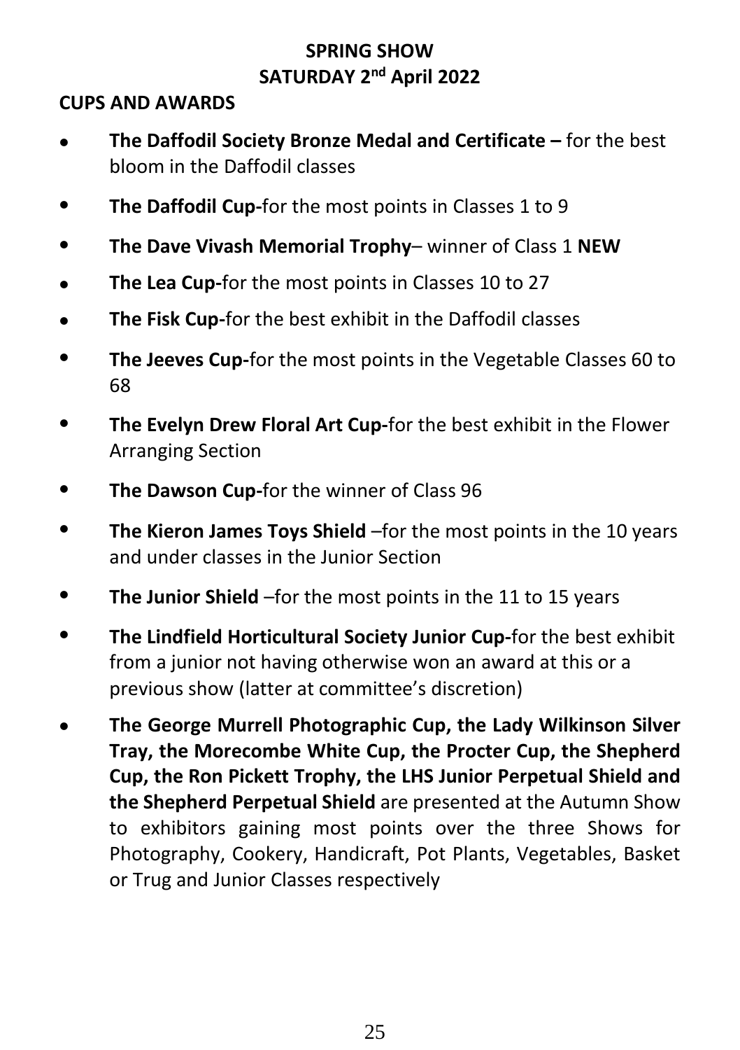## SPRING SHOW
## SATURDAY 2nd April 2022

### CUPS AND AWARDS

- **The Daffodil Society Bronze Medal and Certificate –** for the best bloom in the Daffodil classes
- **The Daffodil Cup-**for the most points in Classes 1 to 9
- **The Dave Vivash Memorial Trophy**– winner of Class 1 **NEW**
- **The Lea Cup-**for the most points in Classes 10 to 27
- **The Fisk Cup-**for the best exhibit in the Daffodil classes
- **The Jeeves Cup-**for the most points in the Vegetable Classes 60 to 68
- **The Evelyn Drew Floral Art Cup-**for the best exhibit in the Flower Arranging Section
- **The Dawson Cup-**for the winner of Class 96
- **The Kieron James Toys Shield** –for the most points in the 10 years and under classes in the Junior Section
- **The Junior Shield** –for the most points in the 11 to 15 years
- **The Lindfield Horticultural Society Junior Cup-**for the best exhibit from a junior not having otherwise won an award at this or a previous show (latter at committee's discretion)
- **The George Murrell Photographic Cup, the Lady Wilkinson Silver Tray, the Morecombe White Cup, the Procter Cup, the Shepherd Cup, the Ron Pickett Trophy, the LHS Junior Perpetual Shield and the Shepherd Perpetual Shield** are presented at the Autumn Show to exhibitors gaining most points over the three Shows for Photography, Cookery, Handicraft, Pot Plants, Vegetables, Basket or Trug and Junior Classes respectively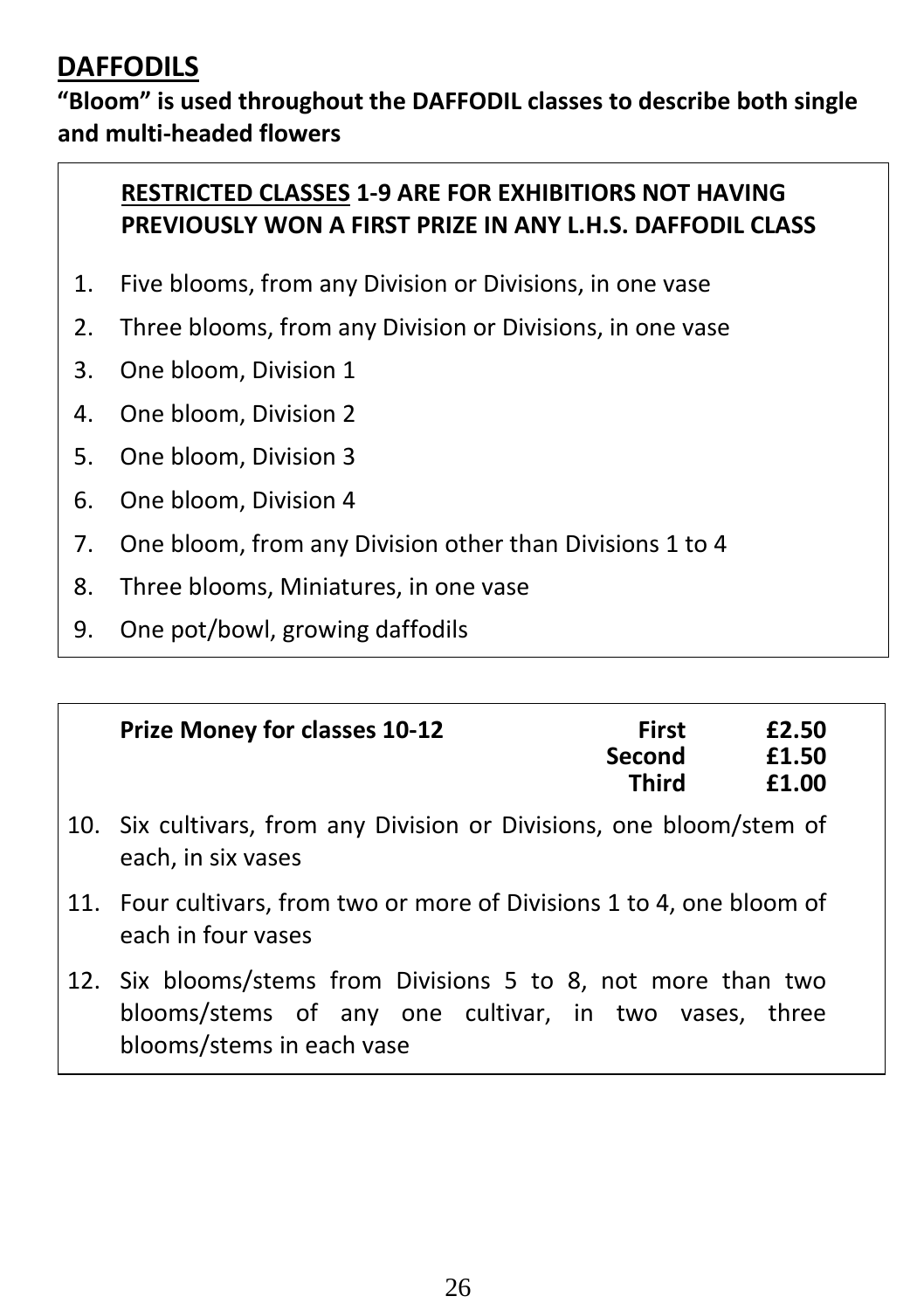# DAFFODILS

**"Bloom" is used throughout the DAFFODIL classes to describe both single and multi-headed flowers**

**RESTRICTED CLASSES 1-9 ARE FOR EXHIBITIORS NOT HAVING PREVIOUSLY WON A FIRST PRIZE IN ANY L.H.S. DAFFODIL CLASS**

1. Five blooms, from any Division or Divisions, in one vase
2. Three blooms, from any Division or Divisions, in one vase
3. One bloom, Division 1
4. One bloom, Division 2
5. One bloom, Division 3
6. One bloom, Division 4
7. One bloom, from any Division other than Divisions 1 to 4
8. Three blooms, Miniatures, in one vase
9. One pot/bowl, growing daffodils

| Prize Money for classes 10-12 | | |
|---|---|---|
| | First | £2.50 |
| | Second | £1.50 |
| | Third | £1.00 |

10. Six cultivars, from any Division or Divisions, one bloom/stem of each, in six vases
11. Four cultivars, from two or more of Divisions 1 to 4, one bloom of each in four vases
12. Six blooms/stems from Divisions 5 to 8, not more than two blooms/stems of any one cultivar, in two vases, three blooms/stems in each vase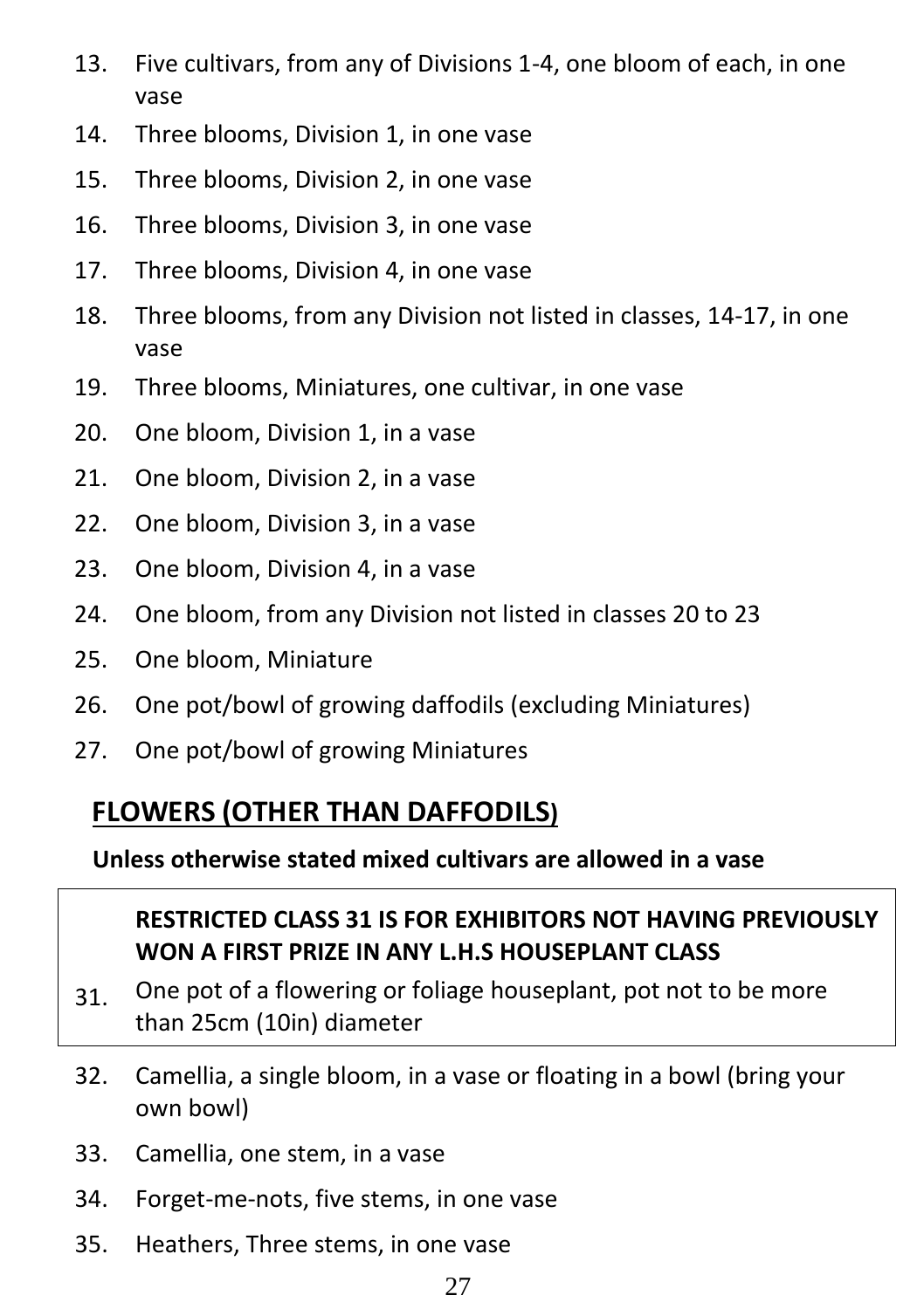13. Five cultivars, from any of Divisions 1-4, one bloom of each, in one vase
14. Three blooms, Division 1, in one vase
15. Three blooms, Division 2, in one vase
16. Three blooms, Division 3, in one vase
17. Three blooms, Division 4, in one vase
18. Three blooms, from any Division not listed in classes, 14-17, in one vase
19. Three blooms, Miniatures, one cultivar, in one vase
20. One bloom, Division 1, in a vase
21. One bloom, Division 2, in a vase
22. One bloom, Division 3, in a vase
23. One bloom, Division 4, in a vase
24. One bloom, from any Division not listed in classes 20 to 23
25. One bloom, Miniature
26. One pot/bowl of growing daffodils (excluding Miniatures)
27. One pot/bowl of growing Miniatures

## FLOWERS (OTHER THAN DAFFODILS)

**Unless otherwise stated mixed cultivars are allowed in a vase**

**RESTRICTED CLASS 31 IS FOR EXHIBITORS NOT HAVING PREVIOUSLY WON A FIRST PRIZE IN ANY L.H.S HOUSEPLANT CLASS**

31. One pot of a flowering or foliage houseplant, pot not to be more than 25cm (10in) diameter

32. Camellia, a single bloom, in a vase or floating in a bowl (bring your own bowl)
33. Camellia, one stem, in a vase
34. Forget-me-nots, five stems, in one vase
35. Heathers, Three stems, in one vase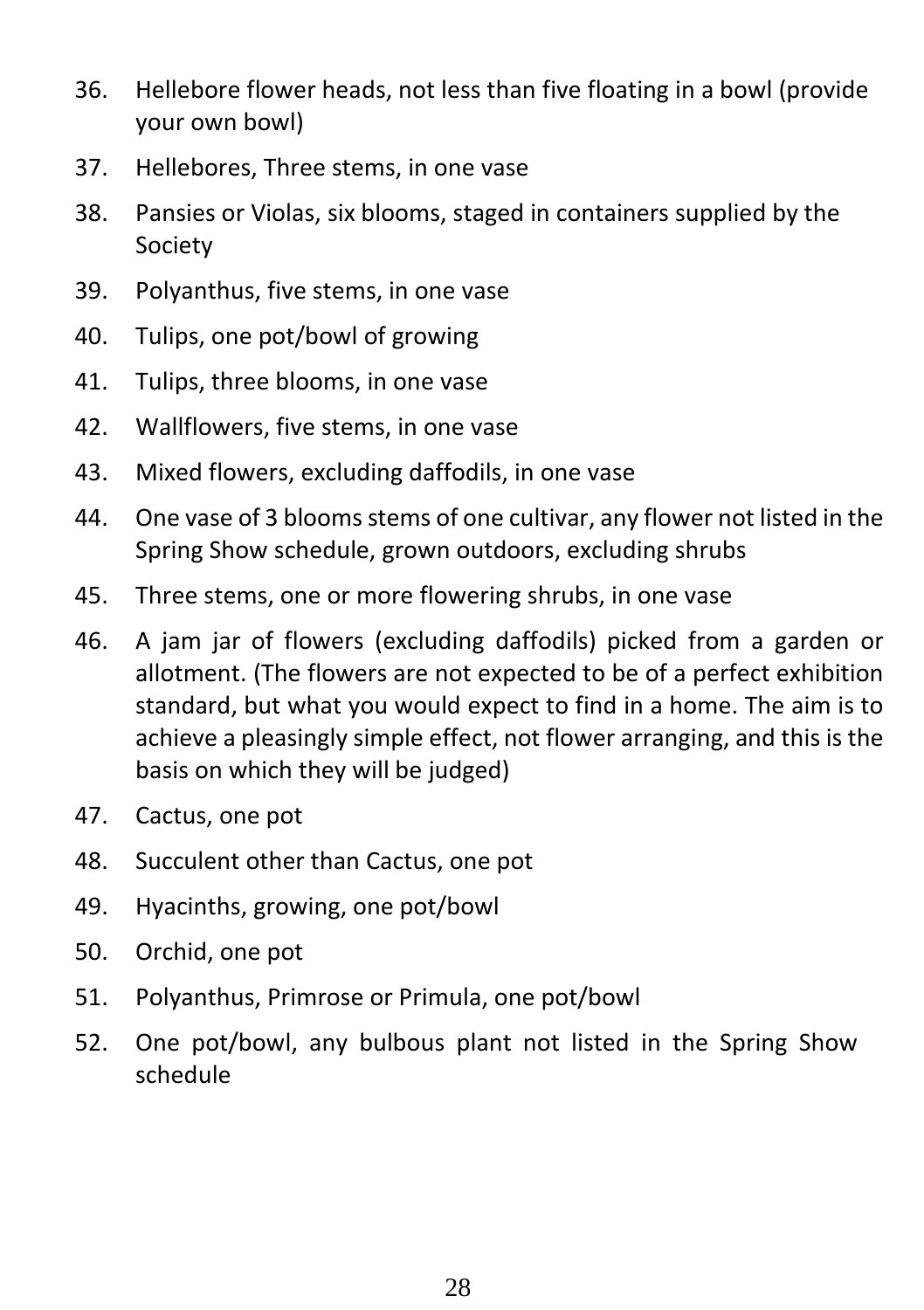36. Hellebore flower heads, not less than five floating in a bowl (provide your own bowl)
37. Hellebores, Three stems, in one vase
38. Pansies or Violas, six blooms, staged in containers supplied by the Society
39. Polyanthus, five stems, in one vase
40. Tulips, one pot/bowl of growing
41. Tulips, three blooms, in one vase
42. Wallflowers, five stems, in one vase
43. Mixed flowers, excluding daffodils, in one vase
44. One vase of 3 blooms stems of one cultivar, any flower not listed in the Spring Show schedule, grown outdoors, excluding shrubs
45. Three stems, one or more flowering shrubs, in one vase
46. A jam jar of flowers (excluding daffodils) picked from a garden or allotment. (The flowers are not expected to be of a perfect exhibition standard, but what you would expect to find in a home. The aim is to achieve a pleasingly simple effect, not flower arranging, and this is the basis on which they will be judged)
47. Cactus, one pot
48. Succulent other than Cactus, one pot
49. Hyacinths, growing, one pot/bowl
50. Orchid, one pot
51. Polyanthus, Primrose or Primula, one pot/bowl
52. One pot/bowl, any bulbous plant not listed in the Spring Show schedule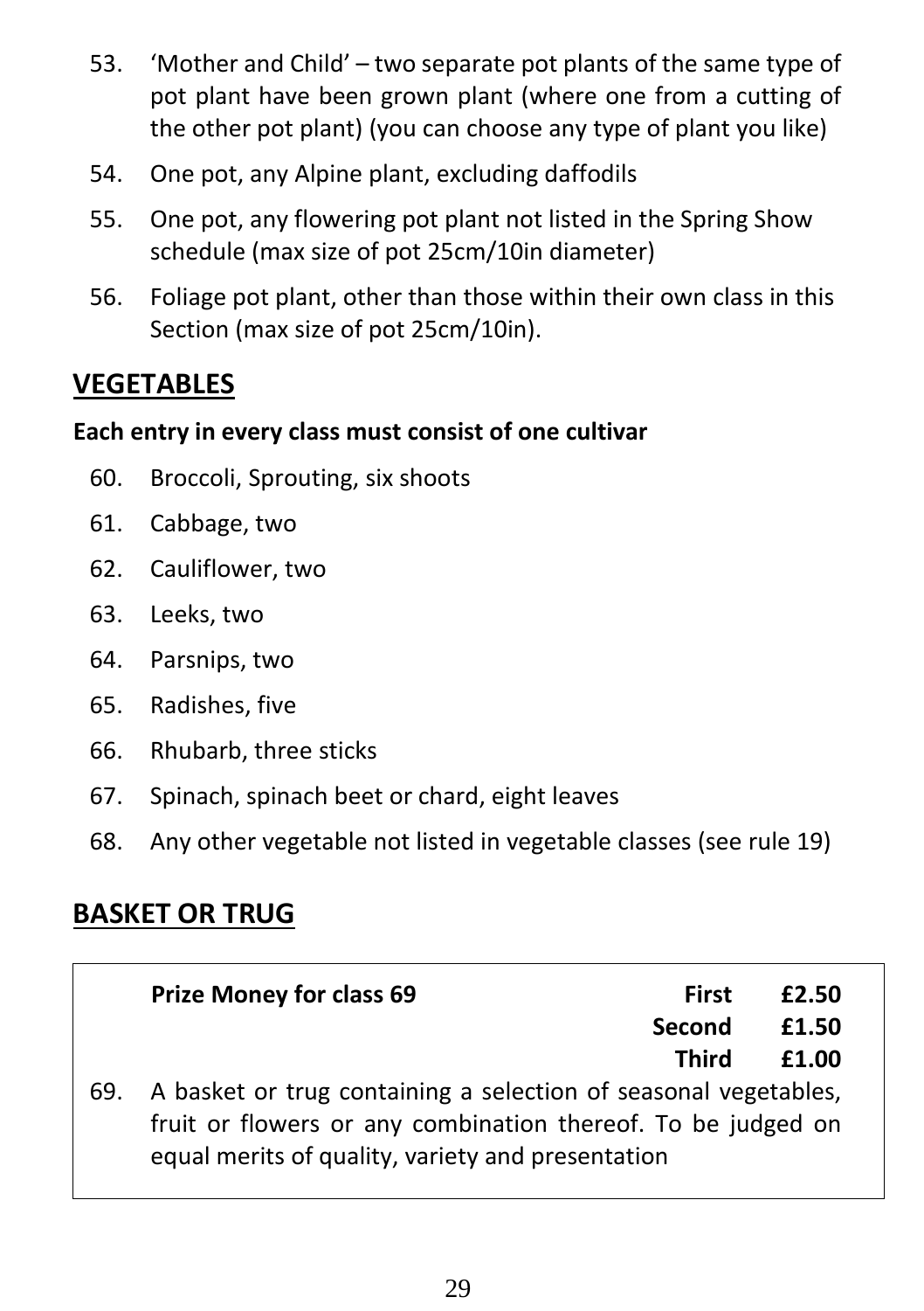53. 'Mother and Child' – two separate pot plants of the same type of pot plant have been grown plant (where one from a cutting of the other pot plant) (you can choose any type of plant you like)
54. One pot, any Alpine plant, excluding daffodils
55. One pot, any flowering pot plant not listed in the Spring Show schedule (max size of pot 25cm/10in diameter)
56. Foliage pot plant, other than those within their own class in this Section (max size of pot 25cm/10in).

## VEGETABLES

**Each entry in every class must consist of one cultivar**

60. Broccoli, Sprouting, six shoots
61. Cabbage, two
62. Cauliflower, two
63. Leeks, two
64. Parsnips, two
65. Radishes, five
66. Rhubarb, three sticks
67. Spinach, spinach beet or chard, eight leaves
68. Any other vegetable not listed in vegetable classes (see rule 19)

## BASKET OR TRUG

| **Prize Money for class 69** | | |
|---|---|---|
| | **First** | **£2.50** |
| | **Second** | **£1.50** |
| | **Third** | **£1.00** |

69. A basket or trug containing a selection of seasonal vegetables, fruit or flowers or any combination thereof. To be judged on equal merits of quality, variety and presentation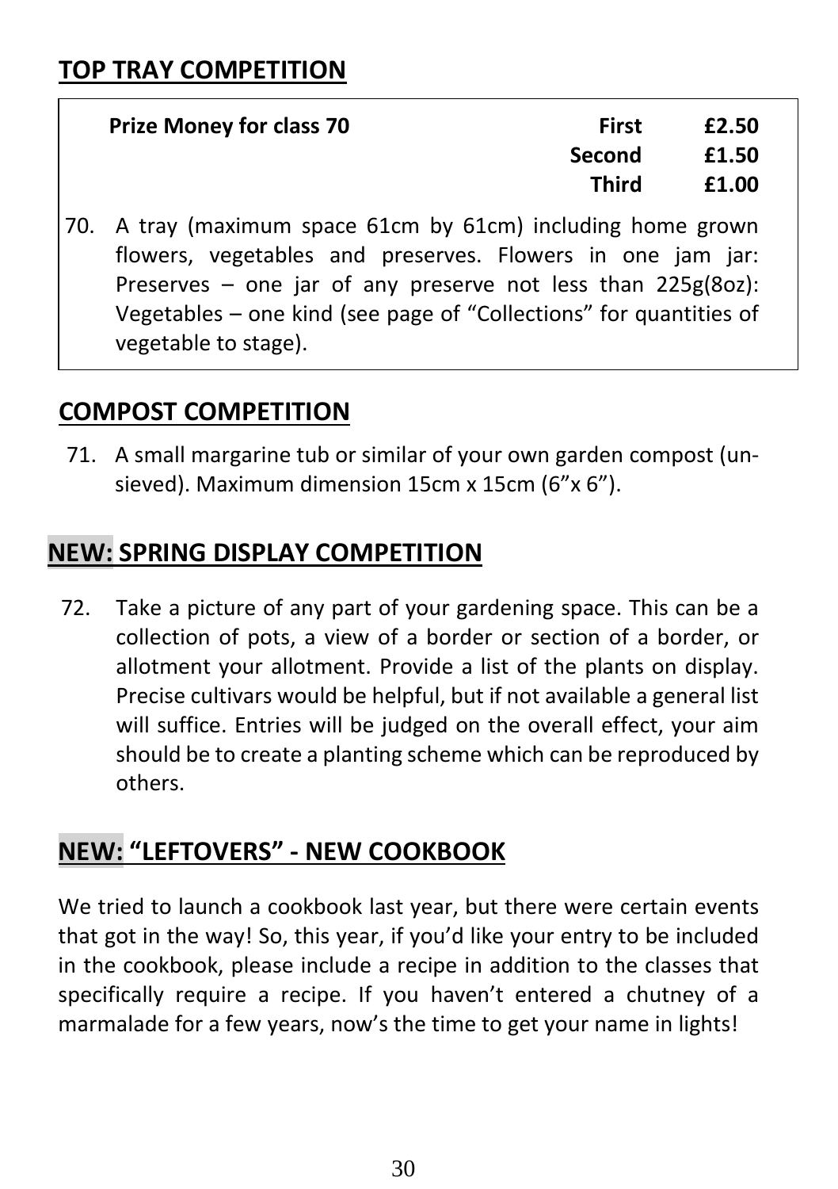## TOP TRAY COMPETITION

| Prize Money for class 70 | | |
|---|---|---|
| | **First** | **£2.50** |
| | **Second** | **£1.50** |
| | **Third** | **£1.00** |

70. A tray (maximum space 61cm by 61cm) including home grown flowers, vegetables and preserves. Flowers in one jam jar: Preserves – one jar of any preserve not less than 225g(8oz): Vegetables – one kind (see page of "Collections" for quantities of vegetable to stage).

## COMPOST COMPETITION

71. A small margarine tub or similar of your own garden compost (un-sieved). Maximum dimension 15cm x 15cm (6"x 6").

## NEW: SPRING DISPLAY COMPETITION

72. Take a picture of any part of your gardening space. This can be a collection of pots, a view of a border or section of a border, or allotment your allotment. Provide a list of the plants on display. Precise cultivars would be helpful, but if not available a general list will suffice. Entries will be judged on the overall effect, your aim should be to create a planting scheme which can be reproduced by others.

## NEW: "LEFTOVERS" - NEW COOKBOOK

We tried to launch a cookbook last year, but there were certain events that got in the way! So, this year, if you'd like your entry to be included in the cookbook, please include a recipe in addition to the classes that specifically require a recipe. If you haven't entered a chutney of a marmalade for a few years, now's the time to get your name in lights!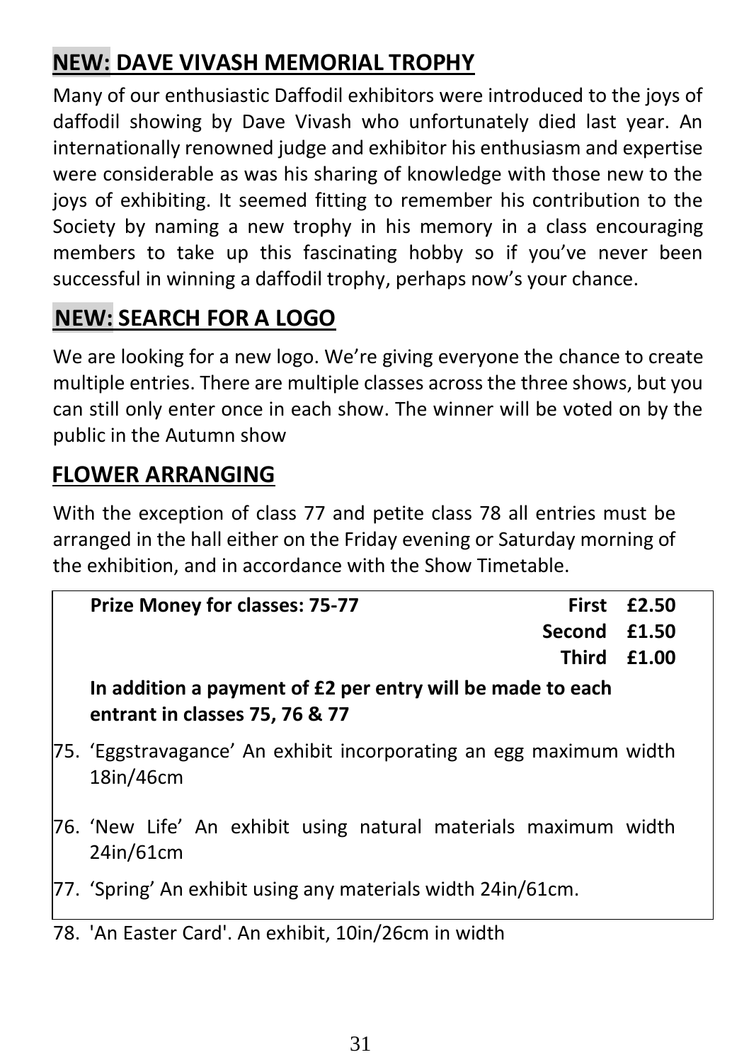## **NEW: DAVE VIVASH MEMORIAL TROPHY**

Many of our enthusiastic Daffodil exhibitors were introduced to the joys of daffodil showing by Dave Vivash who unfortunately died last year. An internationally renowned judge and exhibitor his enthusiasm and expertise were considerable as was his sharing of knowledge with those new to the joys of exhibiting. It seemed fitting to remember his contribution to the Society by naming a new trophy in his memory in a class encouraging members to take up this fascinating hobby so if you've never been successful in winning a daffodil trophy, perhaps now's your chance.

## **NEW: SEARCH FOR A LOGO**

We are looking for a new logo. We're giving everyone the chance to create multiple entries. There are multiple classes across the three shows, but you can still only enter once in each show. The winner will be voted on by the public in the Autumn show

## **FLOWER ARRANGING**

With the exception of class 77 and petite class 78 all entries must be arranged in the hall either on the Friday evening or Saturday morning of the exhibition, and in accordance with the Show Timetable.

| **Prize Money for classes: 75-77** | | |
|---|---|---|
| | **First** | **£2.50** |
| | **Second** | **£1.50** |
| | **Third** | **£1.00** |

**In addition a payment of £2 per entry will be made to each entrant in classes 75, 76 & 77**

75. 'Eggstravagance' An exhibit incorporating an egg maximum width 18in/46cm
76. 'New Life' An exhibit using natural materials maximum width 24in/61cm
77. 'Spring' An exhibit using any materials width 24in/61cm.
78. 'An Easter Card'. An exhibit, 10in/26cm in width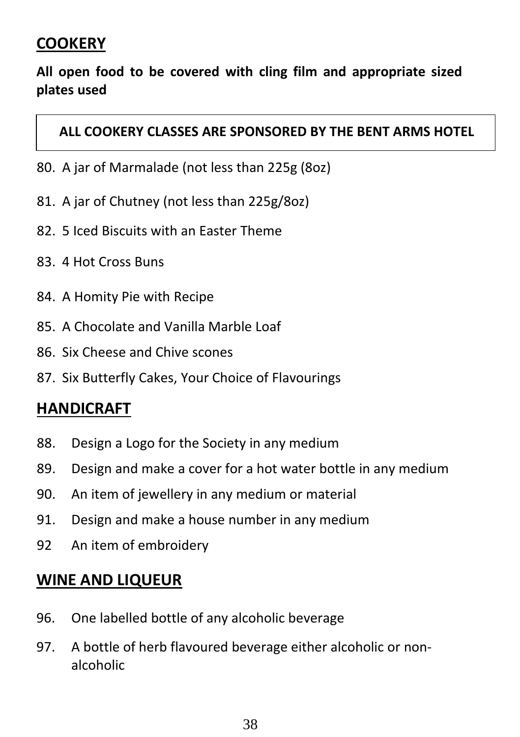## COOKERY

**All open food to be covered with cling film and appropriate sized plates used**

**ALL COOKERY CLASSES ARE SPONSORED BY THE BENT ARMS HOTEL**

80. A jar of Marmalade (not less than 225g (8oz)
81. A jar of Chutney (not less than 225g/8oz)
82. 5 Iced Biscuits with an Easter Theme
83. 4 Hot Cross Buns
84. A Homity Pie with Recipe
85. A Chocolate and Vanilla Marble Loaf
86. Six Cheese and Chive scones
87. Six Butterfly Cakes, Your Choice of Flavourings

## HANDICRAFT

88. Design a Logo for the Society in any medium
89. Design and make a cover for a hot water bottle in any medium
90. An item of jewellery in any medium or material
91. Design and make a house number in any medium
92 An item of embroidery

## WINE AND LIQUEUR

96. One labelled bottle of any alcoholic beverage
97. A bottle of herb flavoured beverage either alcoholic or non-alcoholic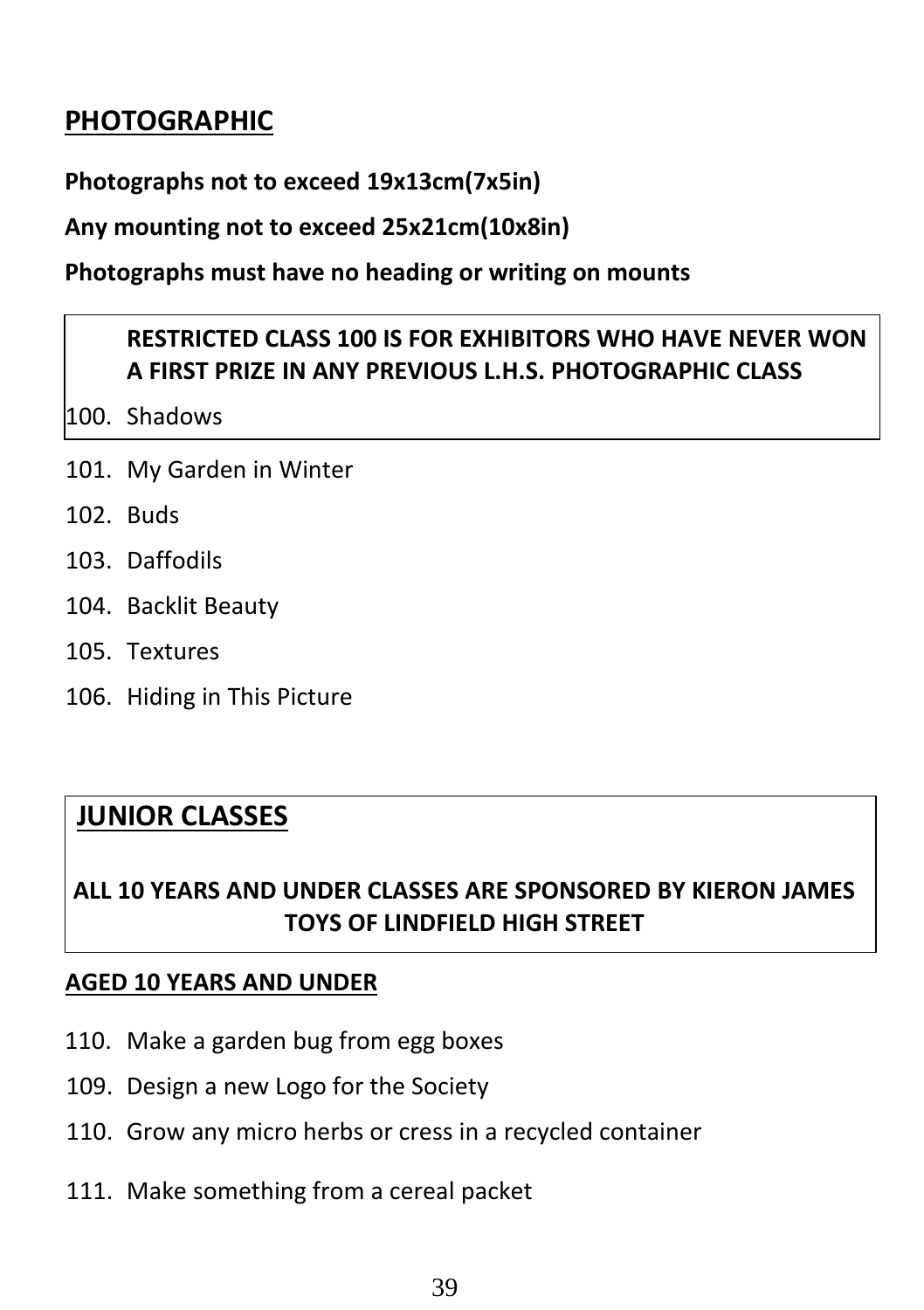## PHOTOGRAPHIC

**Photographs not to exceed 19x13cm(7x5in)**

**Any mounting not to exceed 25x21cm(10x8in)**

**Photographs must have no heading or writing on mounts**

**RESTRICTED CLASS 100 IS FOR EXHIBITORS WHO HAVE NEVER WON A FIRST PRIZE IN ANY PREVIOUS L.H.S. PHOTOGRAPHIC CLASS**

100. Shadows

101. My Garden in Winter
102. Buds
103. Daffodils
104. Backlit Beauty
105. Textures
106. Hiding in This Picture

## JUNIOR CLASSES

**ALL 10 YEARS AND UNDER CLASSES ARE SPONSORED BY KIERON JAMES TOYS OF LINDFIELD HIGH STREET**

### AGED 10 YEARS AND UNDER

110. Make a garden bug from egg boxes
109. Design a new Logo for the Society
110. Grow any micro herbs or cress in a recycled container
111. Make something from a cereal packet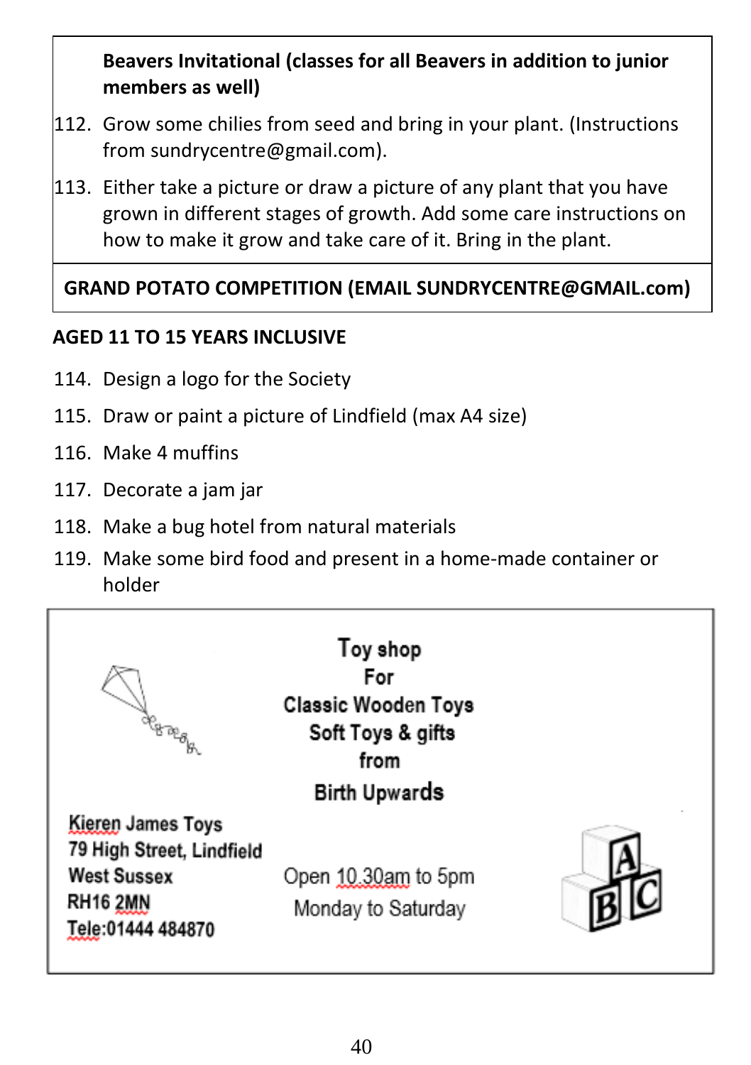**Beavers Invitational (classes for all Beavers in addition to junior members as well)**

112. Grow some chilies from seed and bring in your plant. (Instructions from sundrycentre@gmail.com).
113. Either take a picture or draw a picture of any plant that you have grown in different stages of growth. Add some care instructions on how to make it grow and take care of it. Bring in the plant.

**GRAND POTATO COMPETITION (EMAIL SUNDRYCENTRE@GMAIL.com)**

**AGED 11 TO 15 YEARS INCLUSIVE**

114. Design a logo for the Society
115. Draw or paint a picture of Lindfield (max A4 size)
116. Make 4 muffins
117. Decorate a jam jar
118. Make a bug hotel from natural materials
119. Make some bird food and present in a home-made container or holder

Toy shop
For
Classic Wooden Toys
Soft Toys & gifts
from
Birth Upwards

Kieren James Toys
79 High Street, Lindfield
West Sussex
RH16 2MN
Tele:01444 484870

Open 10.30am to 5pm
Monday to Saturday